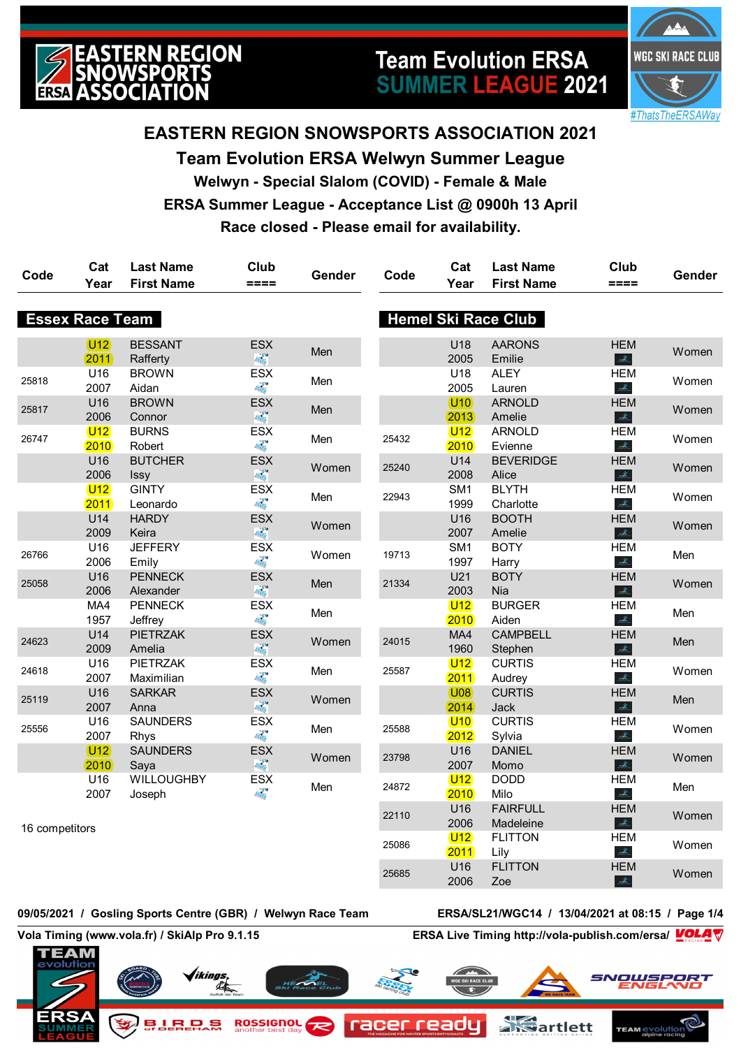# EASTERN REGION SNOWSPORTS ASSOCIATION 2021

## Team Evolution ERSA Welwyn Summer League

### Welwyn - Special Slalom (COVID) - Female & Male

### ERSA Summer League - Acceptance List @ 0900h 13 April

### Race closed - Please email for availability.

**Essex Race Team**

| Code | Cat Year | Last Name First Name | Club | Gender |
|---|---|---|---|---|
| | U12 2011 | BESSANT Rafferty | ESX | Men |
| 25818 | U16 2007 | BROWN Aidan | ESX | Men |
| 25817 | U16 2006 | BROWN Connor | ESX | Men |
| 26747 | U12 2010 | BURNS Robert | ESX | Men |
| | U16 2006 | BUTCHER Issy | ESX | Women |
| | U12 2011 | GINTY Leonardo | ESX | Men |
| | U14 2009 | HARDY Keira | ESX | Women |
| 26766 | U16 2006 | JEFFERY Emily | ESX | Women |
| 25058 | U16 2006 | PENNECK Alexander | ESX | Men |
| | MA4 1957 | PENNECK Jeffrey | ESX | Men |
| 24623 | U14 2009 | PIETRZAK Amelia | ESX | Women |
| 24618 | U16 2007 | PIETRZAK Maximilian | ESX | Men |
| 25119 | U16 2007 | SARKAR Anna | ESX | Women |
| 25556 | U16 2007 | SAUNDERS Rhys | ESX | Men |
| | U12 2010 | SAUNDERS Saya | ESX | Women |
| | U16 2007 | WILLOUGHBY Joseph | ESX | Men |

16 competitors

**Hemel Ski Race Club**

| Code | Cat Year | Last Name First Name | Club | Gender |
|---|---|---|---|---|
| | U18 2005 | AARONS Emilie | HEM | Women |
| | U18 2005 | ALEY Lauren | HEM | Women |
| | U10 2013 | ARNOLD Amelie | HEM | Women |
| 25432 | U12 2010 | ARNOLD Evienne | HEM | Women |
| 25240 | U14 2008 | BEVERIDGE Alice | HEM | Women |
| 22943 | SM1 1999 | BLYTH Charlotte | HEM | Women |
| | U16 2007 | BOOTH Amelie | HEM | Women |
| 19713 | SM1 1997 | BOTY Harry | HEM | Men |
| 21334 | U21 2003 | BOTY Nia | HEM | Women |
| | U12 2010 | BURGER Aiden | HEM | Men |
| 24015 | MA4 1960 | CAMPBELL Stephen | HEM | Men |
| 25587 | U12 2011 | CURTIS Audrey | HEM | Women |
| | U08 2014 | CURTIS Jack | HEM | Men |
| 25588 | U10 2012 | CURTIS Sylvia | HEM | Women |
| 23798 | U16 2007 | DANIEL Momo | HEM | Women |
| 24872 | U12 2010 | DODD Milo | HEM | Men |
| 22110 | U16 2006 | FAIRFULL Madeleine | HEM | Women |
| 25086 | U12 2011 | FLITTON Lily | HEM | Women |
| 25685 | U16 2006 | FLITTON Zoe | HEM | Women |

09/05/2021 / Gosling Sports Centre (GBR) / Welwyn Race Team — ERSA/SL21/WGC14 / 13/04/2021 at 08:15

Vola Timing (www.vola.fr) / SkiAlp Pro 9.1.15 — ERSA Live Timing http://vola-publish.com/ersa/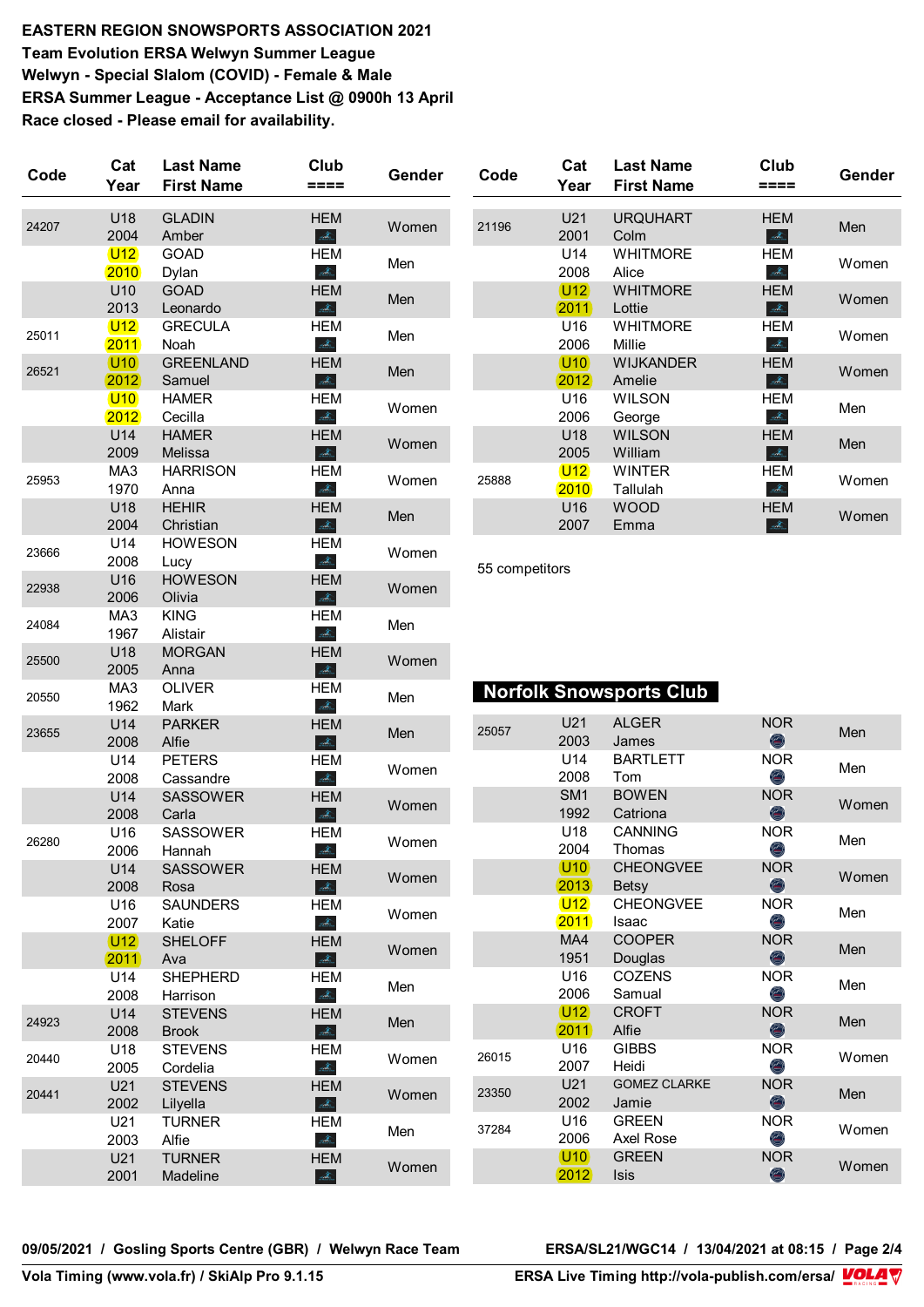**EASTERN REGION SNOWSPORTS ASSOCIATION 2021**
**Team Evolution ERSA Welwyn Summer League**
**Welwyn - Special Slalom (COVID) - Female & Male**
**ERSA Summer League - Acceptance List @ 0900h 13 April**
**Race closed - Please email for availability.**

| Code | Cat Year | Last Name First Name | Club ==== | Gender |
|---|---|---|---|---|
| 24207 | U18 2004 | GLADIN Amber | HEM | Women |
| | U12 2010 | GOAD Dylan | HEM | Men |
| | U10 2013 | GOAD Leonardo | HEM | Men |
| 25011 | U12 2011 | GRECULA Noah | HEM | Men |
| 26521 | U10 2012 | GREENLAND Samuel | HEM | Men |
| | U10 2012 | HAMER Cecilla | HEM | Women |
| | U14 2009 | HAMER Melissa | HEM | Women |
| 25953 | MA3 1970 | HARRISON Anna | HEM | Women |
| | U18 2004 | HEHIR Christian | HEM | Men |
| 23666 | U14 2008 | HOWESON Lucy | HEM | Women |
| 22938 | U16 2006 | HOWESON Olivia | HEM | Women |
| 24084 | MA3 1967 | KING Alistair | HEM | Men |
| 25500 | U18 2005 | MORGAN Anna | HEM | Women |
| 20550 | MA3 1962 | OLIVER Mark | HEM | Men |
| 23655 | U14 2008 | PARKER Alfie | HEM | Men |
| | U14 2008 | PETERS Cassandre | HEM | Women |
| | U14 2008 | SASSOWER Carla | HEM | Women |
| 26280 | U16 2006 | SASSOWER Hannah | HEM | Women |
| | U14 2008 | SASSOWER Rosa | HEM | Women |
| | U16 2007 | SAUNDERS Katie | HEM | Women |
| | U12 2011 | SHELOFF Ava | HEM | Women |
| | U14 2008 | SHEPHERD Harrison | HEM | Men |
| 24923 | U14 2008 | STEVENS Brook | HEM | Men |
| 20440 | U18 2005 | STEVENS Cordelia | HEM | Women |
| 20441 | U21 2002 | STEVENS Lilyella | HEM | Women |
| | U21 2003 | TURNER Alfie | HEM | Men |
| | U21 2001 | TURNER Madeline | HEM | Women |
| 21196 | U21 2001 | URQUHART Colm | HEM | Men |
| | U14 2008 | WHITMORE Alice | HEM | Women |
| | U12 2011 | WHITMORE Lottie | HEM | Women |
| | U16 2006 | WHITMORE Millie | HEM | Women |
| | U10 2012 | WIJKANDER Amelie | HEM | Women |
| | U16 2006 | WILSON George | HEM | Men |
| | U18 2005 | WILSON William | HEM | Men |
| 25888 | U12 2010 | WINTER Tallulah | HEM | Women |
| | U16 2007 | WOOD Emma | HEM | Women |

55 competitors

## Norfolk Snowsports Club

| Code | Cat Year | Last Name First Name | Club ==== | Gender |
|---|---|---|---|---|
| 25057 | U21 2003 | ALGER James | NOR | Men |
| | U14 2008 | BARTLETT Tom | NOR | Men |
| | SM1 1992 | BOWEN Catriona | NOR | Women |
| | U18 2004 | CANNING Thomas | NOR | Men |
| | U10 2013 | CHEONGVEE Betsy | NOR | Women |
| | U12 2011 | CHEONGVEE Isaac | NOR | Men |
| | MA4 1951 | COOPER Douglas | NOR | Men |
| | U16 2006 | COZENS Samual | NOR | Men |
| | U12 2011 | CROFT Alfie | NOR | Men |
| 26015 | U16 2007 | GIBBS Heidi | NOR | Women |
| 23350 | U21 2002 | GOMEZ CLARKE Jamie | NOR | Men |
| 37284 | U16 2006 | GREEN Axel Rose | NOR | Women |
| | U10 2012 | GREEN Isis | NOR | Women |

09/05/2021 / Gosling Sports Centre (GBR) / Welwyn Race Team — ERSA/SL21/WGC14 / 13/04/2021 at 08:15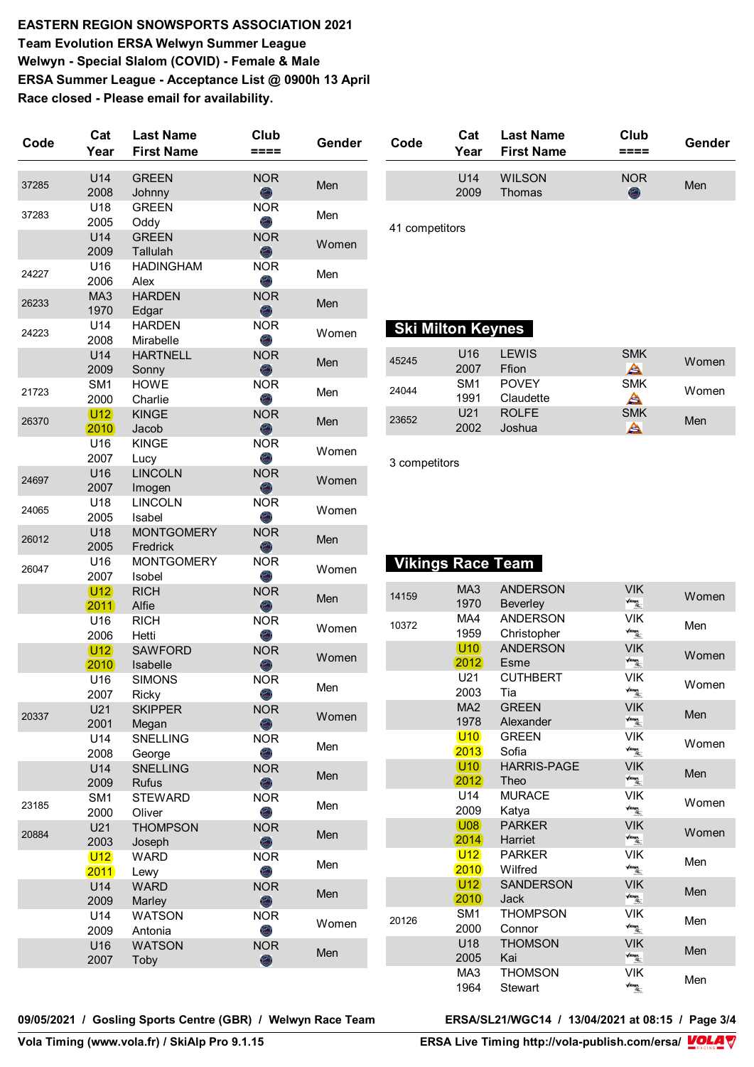**EASTERN REGION SNOWSPORTS ASSOCIATION 2021**
**Team Evolution ERSA Welwyn Summer League**
**Welwyn - Special Slalom (COVID) - Female & Male**
**ERSA Summer League - Acceptance List @ 0900h 13 April**
**Race closed - Please email for availability.**

| Code | Cat Year | Last Name First Name | Club ==== | Gender |
|---|---|---|---|---|
| 37285 | U14 2008 | GREEN Johnny | NOR | Men |
| 37283 | U18 2005 | GREEN Oddy | NOR | Men |
| | U14 2009 | GREEN Tallulah | NOR | Women |
| 24227 | U16 2006 | HADINGHAM Alex | NOR | Men |
| 26233 | MA3 1970 | HARDEN Edgar | NOR | Men |
| 24223 | U14 2008 | HARDEN Mirabelle | NOR | Women |
| | U14 2009 | HARTNELL Sonny | NOR | Men |
| 21723 | SM1 2000 | HOWE Charlie | NOR | Men |
| 26370 | U12 2010 | KINGE Jacob | NOR | Men |
| | U16 2007 | KINGE Lucy | NOR | Women |
| 24697 | U16 2007 | LINCOLN Imogen | NOR | Women |
| 24065 | U18 2005 | LINCOLN Isabel | NOR | Women |
| 26012 | U18 2005 | MONTGOMERY Fredrick | NOR | Men |
| 26047 | U16 2007 | MONTGOMERY Isobel | NOR | Women |
| | U12 2011 | RICH Alfie | NOR | Men |
| | U16 2006 | RICH Hetti | NOR | Women |
| | U12 2010 | SAWFORD Isabelle | NOR | Women |
| | U16 2007 | SIMONS Ricky | NOR | Men |
| 20337 | U21 2001 | SKIPPER Megan | NOR | Women |
| | U14 2008 | SNELLING George | NOR | Men |
| | U14 2009 | SNELLING Rufus | NOR | Men |
| 23185 | SM1 2000 | STEWARD Oliver | NOR | Men |
| 20884 | U21 2003 | THOMPSON Joseph | NOR | Men |
| | U12 2011 | WARD Lewy | NOR | Men |
| | U14 2009 | WARD Marley | NOR | Men |
| | U14 2009 | WATSON Antonia | NOR | Women |
| | U16 2007 | WATSON Toby | NOR | Men |
| | U14 2009 | WILSON Thomas | NOR | Men |

41 competitors

## Ski Milton Keynes

| Code | Cat Year | Last Name First Name | Club ==== | Gender |
|---|---|---|---|---|
| 45245 | U16 2007 | LEWIS Ffion | SMK | Women |
| 24044 | SM1 1991 | POVEY Claudette | SMK | Women |
| 23652 | U21 2002 | ROLFE Joshua | SMK | Men |

3 competitors

## Vikings Race Team

| Code | Cat Year | Last Name First Name | Club ==== | Gender |
|---|---|---|---|---|
| 14159 | MA3 1970 | ANDERSON Beverley | VIK | Women |
| 10372 | MA4 1959 | ANDERSON Christopher | VIK | Men |
| | U10 2012 | ANDERSON Esme | VIK | Women |
| | U21 2003 | CUTHBERT Tia | VIK | Women |
| | MA2 1978 | GREEN Alexander | VIK | Men |
| | U10 2013 | GREEN Sofia | VIK | Women |
| | U10 2012 | HARRIS-PAGE Theo | VIK | Men |
| | U14 2009 | MURACE Katya | VIK | Women |
| | U08 2014 | PARKER Harriet | VIK | Women |
| | U12 2010 | PARKER Wilfred | VIK | Men |
| | U12 2010 | SANDERSON Jack | VIK | Men |
| 20126 | SM1 2000 | THOMPSON Connor | VIK | Men |
| | U18 2005 | THOMSON Kai | VIK | Men |
| | MA3 1964 | THOMSON Stewart | VIK | Men |

09/05/2021 / Gosling Sports Centre (GBR) / Welwyn Race Team — ERSA/SL21/WGC14 / 13/04/2021 at 08:15

Vola Timing (www.vola.fr) / SkiAlp Pro 9.1.15 — ERSA Live Timing http://vola-publish.com/ersa/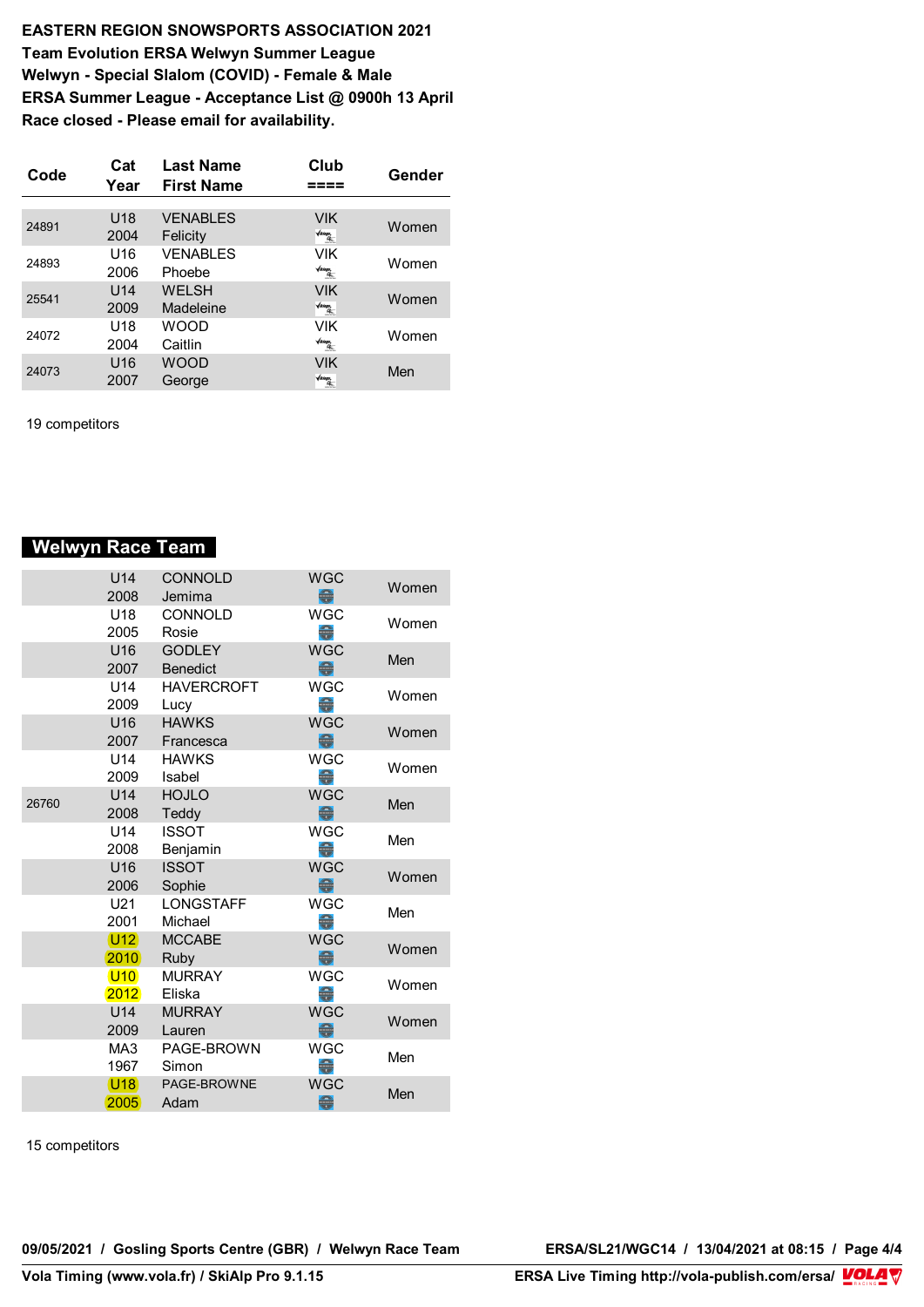**EASTERN REGION SNOWSPORTS ASSOCIATION 2021**
**Team Evolution ERSA Welwyn Summer League**
**Welwyn - Special Slalom (COVID) - Female & Male**
**ERSA Summer League - Acceptance List @ 0900h 13 April**
**Race closed - Please email for availability.**

| Code | Cat Year | Last Name First Name | Club ==== | Gender |
|---|---|---|---|---|
| 24891 | U18 2004 | VENABLES Felicity | VIK | Women |
| 24893 | U16 2006 | VENABLES Phoebe | VIK | Women |
| 25541 | U14 2009 | WELSH Madeleine | VIK | Women |
| 24072 | U18 2004 | WOOD Caitlin | VIK | Women |
| 24073 | U16 2007 | WOOD George | VIK | Men |

19 competitors

## Welwyn Race Team

| Code | Cat Year | Last Name First Name | Club | Gender |
|---|---|---|---|---|
| | U14 2008 | CONNOLD Jemima | WGC | Women |
| | U18 2005 | CONNOLD Rosie | WGC | Women |
| | U16 2007 | GODLEY Benedict | WGC | Men |
| | U14 2009 | HAVERCROFT Lucy | WGC | Women |
| | U16 2007 | HAWKS Francesca | WGC | Women |
| | U14 2009 | HAWKS Isabel | WGC | Women |
| 26760 | U14 2008 | HOJLO Teddy | WGC | Men |
| | U14 2008 | ISSOT Benjamin | WGC | Men |
| | U16 2006 | ISSOT Sophie | WGC | Women |
| | U21 2001 | LONGSTAFF Michael | WGC | Men |
| | U12 2010 | MCCABE Ruby | WGC | Women |
| | U10 2012 | MURRAY Eliska | WGC | Women |
| | U14 2009 | MURRAY Lauren | WGC | Women |
| | MA3 1967 | PAGE-BROWN Simon | WGC | Men |
| | U18 2005 | PAGE-BROWNE Adam | WGC | Men |

15 competitors

09/05/2021 / Gosling Sports Centre (GBR) / Welwyn Race Team — ERSA/SL21/WGC14 / 13/04/2021 at 08:15

Vola Timing (www.vola.fr) / SkiAlp Pro 9.1.15 — ERSA Live Timing http://vola-publish.com/ersa/